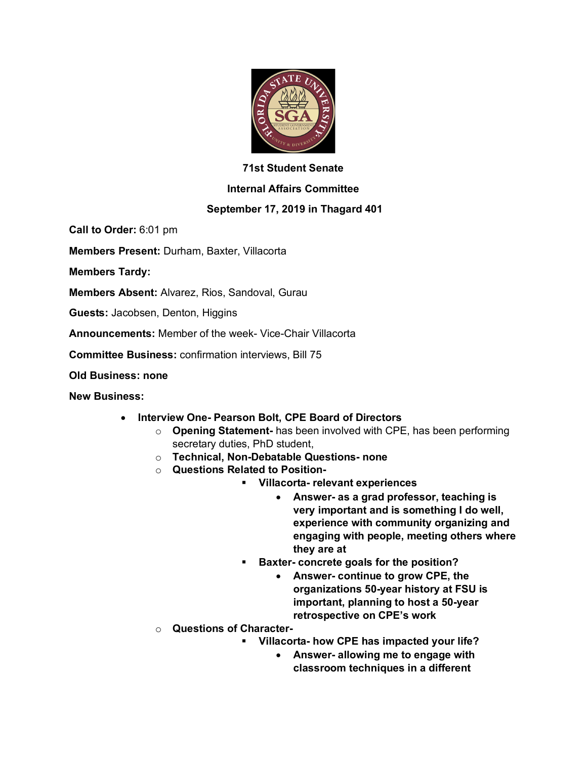**71st Student Senate**

**Internal Affairs Committee**

**September 17, 2019 in Thagard 401**

**Call to Order:** 6:01 pm

**Members Present:** Durham, Baxter, Villacorta

**Members Tardy:**

**Members Absent:** Alvarez, Rios, Sandoval, Gurau

**Guests:** Jacobsen, Denton, Higgins

**Announcements:** Member of the week- Vice-Chair Villacorta

**Committee Business:** confirmation interviews, Bill 75

**Old Business: none**

**New Business:**

- **Interview One- Pearson Bolt, CPE Board of Directors**
  - **Opening Statement-** has been involved with CPE, has been performing secretary duties, PhD student,
  - **Technical, Non-Debatable Questions- none**
  - **Questions Related to Position-**
    - **Villacorta- relevant experiences**
      - **Answer- as a grad professor, teaching is very important and is something I do well, experience with community organizing and engaging with people, meeting others where they are at**
    - **Baxter- concrete goals for the position?**
      - **Answer- continue to grow CPE, the organizations 50-year history at FSU is important, planning to host a 50-year retrospective on CPE's work**
  - **Questions of Character-**
    - **Villacorta- how CPE has impacted your life?**
      - **Answer- allowing me to engage with classroom techniques in a different**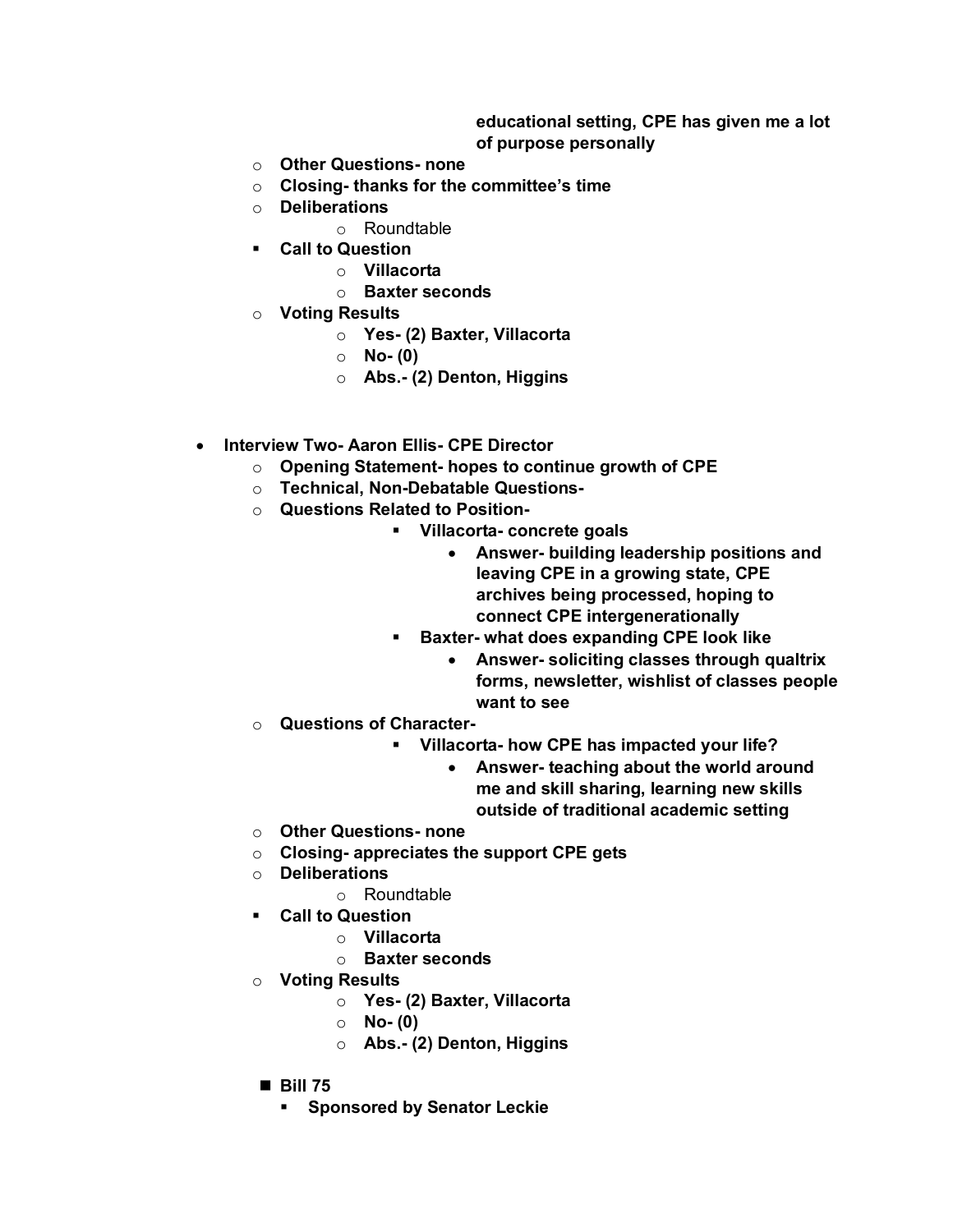**educational setting, CPE has given me a lot of purpose personally**

- **Other Questions- none**
- **Closing- thanks for the committee's time**
- **Deliberations**
    - Roundtable
- **Call to Question**
    - **Villacorta**
    - **Baxter seconds**
- **Voting Results**
    - **Yes- (2) Baxter, Villacorta**
    - **No- (0)**
    - **Abs.- (2) Denton, Higgins**

- **Interview Two- Aaron Ellis- CPE Director**
    - **Opening Statement- hopes to continue growth of CPE**
    - **Technical, Non-Debatable Questions-**
    - **Questions Related to Position-**
        - **Villacorta- concrete goals**
            - **Answer- building leadership positions and leaving CPE in a growing state, CPE archives being processed, hoping to connect CPE intergenerationally**
        - **Baxter- what does expanding CPE look like**
            - **Answer- soliciting classes through qualtrix forms, newsletter, wishlist of classes people want to see**
    - **Questions of Character-**
        - **Villacorta- how CPE has impacted your life?**
            - **Answer- teaching about the world around me and skill sharing, learning new skills outside of traditional academic setting**
    - **Other Questions- none**
    - **Closing- appreciates the support CPE gets**
    - **Deliberations**
        - Roundtable
    - **Call to Question**
        - **Villacorta**
        - **Baxter seconds**
    - **Voting Results**
        - **Yes- (2) Baxter, Villacorta**
        - **No- (0)**
        - **Abs.- (2) Denton, Higgins**

- **Bill 75**
    - **Sponsored by Senator Leckie**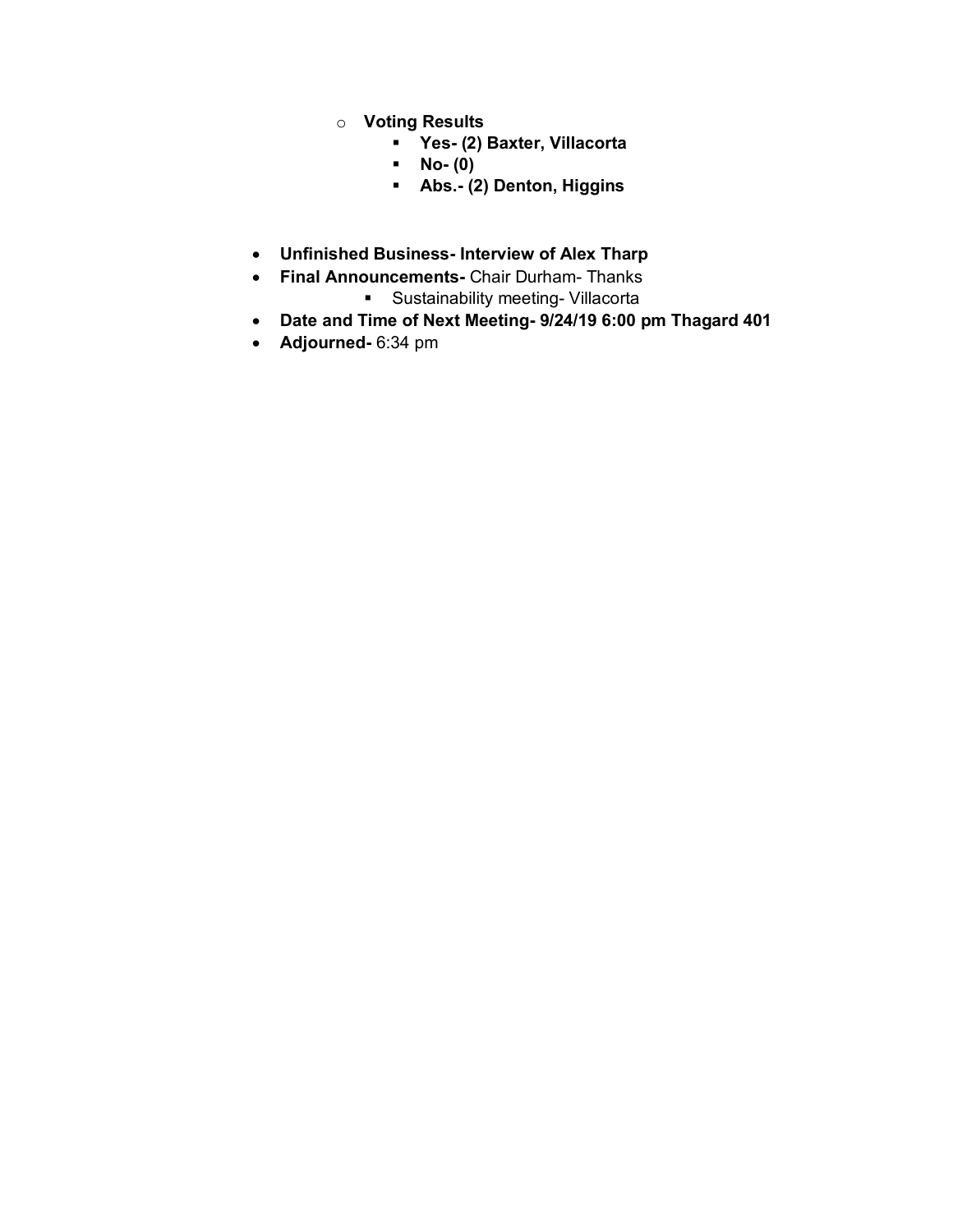- **Voting Results**
  - **Yes- (2) Baxter, Villacorta**
  - **No- (0)**
  - **Abs.- (2) Denton, Higgins**

- **Unfinished Business- Interview of Alex Tharp**
- **Final Announcements-** Chair Durham- Thanks
  - Sustainability meeting- Villacorta
- **Date and Time of Next Meeting- 9/24/19 6:00 pm Thagard 401**
- **Adjourned-** 6:34 pm